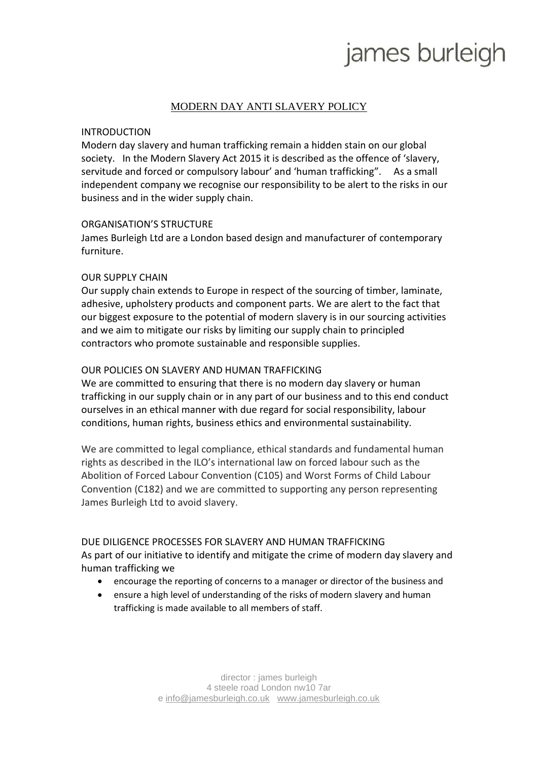james burleigh

# MODERN DAY ANTI SLAVERY POLICY

## INTRODUCTION

Modern day slavery and human trafficking remain a hidden stain on our global society. In the Modern Slavery Act 2015 it is described as the offence of 'slavery, servitude and forced or compulsory labour' and 'human trafficking". As a small independent company we recognise our responsibility to be alert to the risks in our business and in the wider supply chain.

## ORGANISATION'S STRUCTURE

James Burleigh Ltd are a London based design and manufacturer of contemporary furniture.

## OUR SUPPLY CHAIN

Our supply chain extends to Europe in respect of the sourcing of timber, laminate, adhesive, upholstery products and component parts. We are alert to the fact that our biggest exposure to the potential of modern slavery is in our sourcing activities and we aim to mitigate our risks by limiting our supply chain to principled contractors who promote sustainable and responsible supplies.

## OUR POLICIES ON SLAVERY AND HUMAN TRAFFICKING

We are committed to ensuring that there is no modern day slavery or human trafficking in our supply chain or in any part of our business and to this end conduct ourselves in an ethical manner with due regard for social responsibility, labour conditions, human rights, business ethics and environmental sustainability.

We are committed to legal compliance, ethical standards and fundamental human rights as described in the ILO's international law on forced labour such as the Abolition of Forced Labour Convention (C105) and Worst Forms of Child Labour Convention (C182) and we are committed to supporting any person representing James Burleigh Ltd to avoid slavery.

## DUE DILIGENCE PROCESSES FOR SLAVERY AND HUMAN TRAFFICKING

As part of our initiative to identify and mitigate the crime of modern day slavery and human trafficking we

- encourage the reporting of concerns to a manager or director of the business and
- ensure a high level of understanding of the risks of modern slavery and human trafficking is made available to all members of staff.

director : james burleigh
4 steele road London nw10 7ar
e info@jamesburleigh.co.uk www.jamesburleigh.co.uk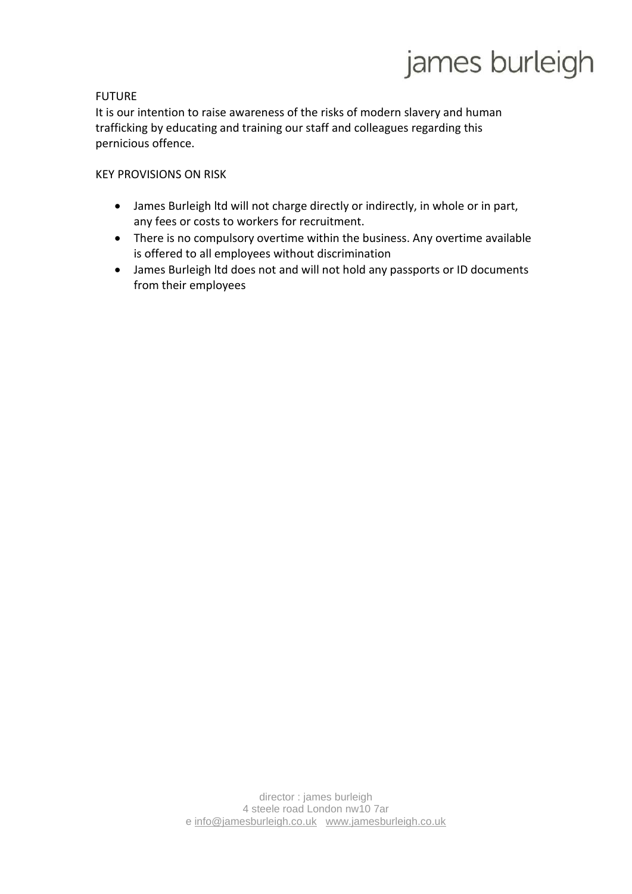FUTURE

It is our intention to raise awareness of the risks of modern slavery and human trafficking by educating and training our staff and colleagues regarding this pernicious offence.

KEY PROVISIONS ON RISK

- James Burleigh ltd will not charge directly or indirectly, in whole or in part, any fees or costs to workers for recruitment.
- There is no compulsory overtime within the business. Any overtime available is offered to all employees without discrimination
- James Burleigh ltd does not and will not hold any passports or ID documents from their employees